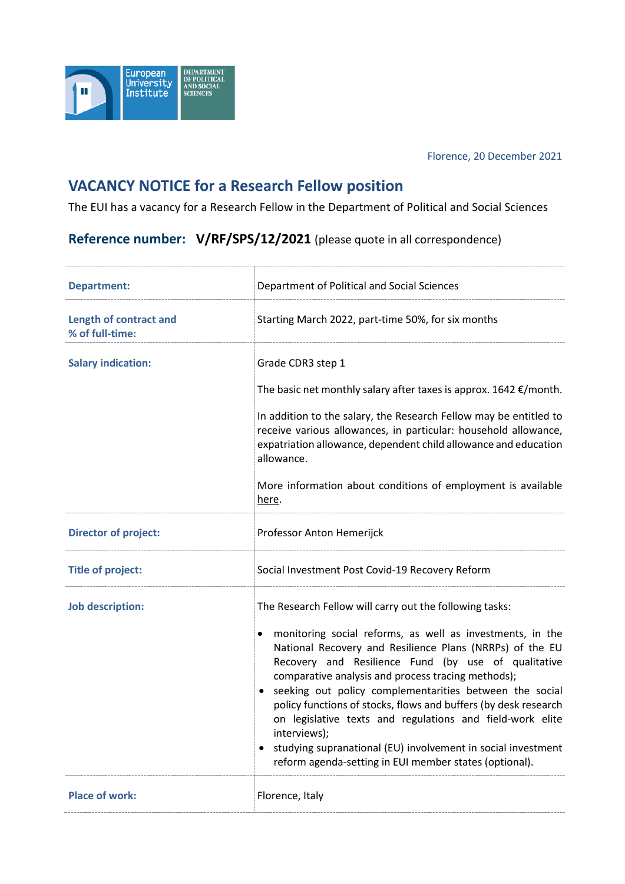Florence, 20 December 2021

## VACANCY NOTICE for a Research Fellow position

The EUI has a vacancy for a Research Fellow in the Department of Political and Social Sciences

### Reference number: **V/RF/SPS/12/2021** (please quote in all correspondence)

| | |
|---|---|
| **Department:** | Department of Political and Social Sciences |
| **Length of contract and % of full-time:** | Starting March 2022, part-time 50%, for six months |
| **Salary indication:** | Grade CDR3 step 1<br><br>The basic net monthly salary after taxes is approx. 1642 €/month.<br><br>In addition to the salary, the Research Fellow may be entitled to receive various allowances, in particular: household allowance, expatriation allowance, dependent child allowance and education allowance.<br><br>More information about conditions of employment is available here. |
| **Director of project:** | Professor Anton Hemerijck |
| **Title of project:** | Social Investment Post Covid-19 Recovery Reform |
| **Job description:** | The Research Fellow will carry out the following tasks:<br><br>• monitoring social reforms, as well as investments, in the National Recovery and Resilience Plans (NRRPs) of the EU Recovery and Resilience Fund (by use of qualitative comparative analysis and process tracing methods);<br>• seeking out policy complementarities between the social policy functions of stocks, flows and buffers (by desk research on legislative texts and regulations and field-work elite interviews);<br>• studying supranational (EU) involvement in social investment reform agenda-setting in EUI member states (optional). |
| **Place of work:** | Florence, Italy |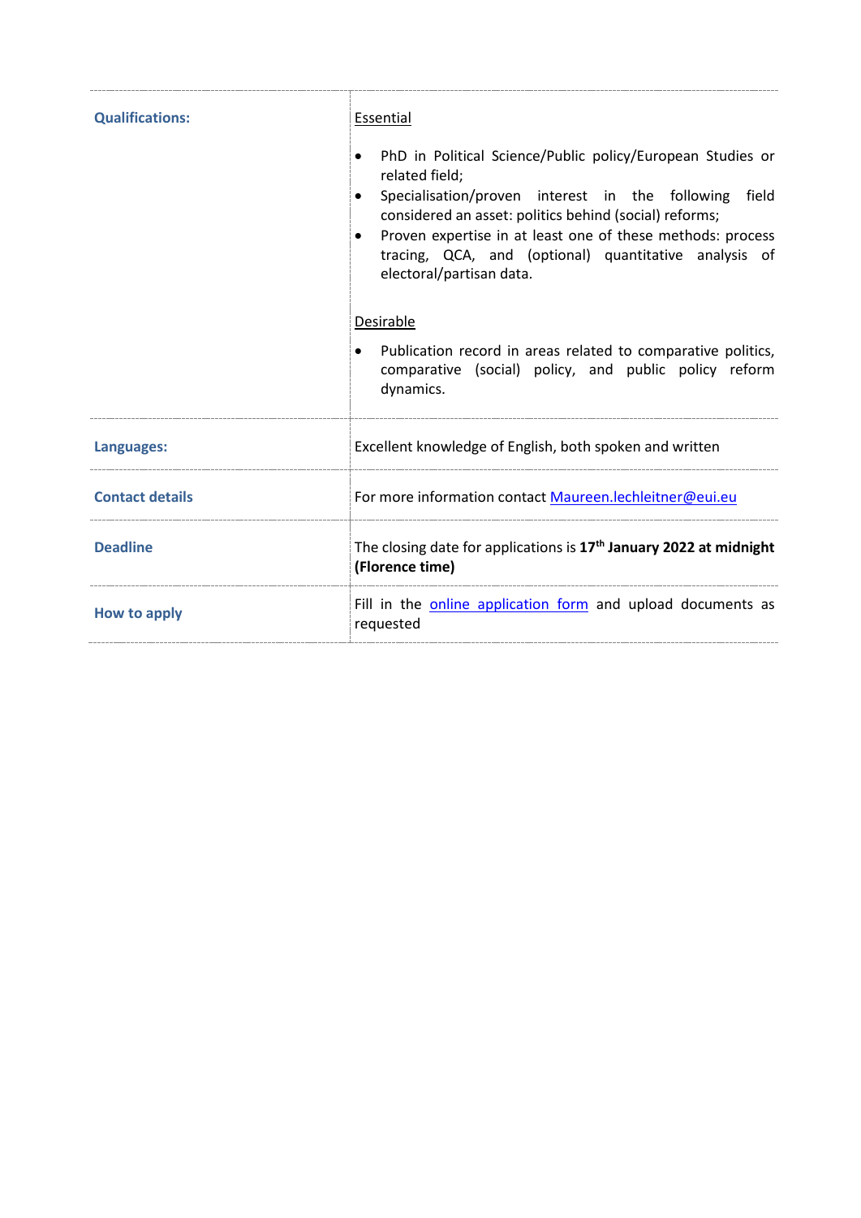| | |
|---|---|
| **Qualifications:** | Essential<br><br>• PhD in Political Science/Public policy/European Studies or related field;<br>• Specialisation/proven interest in the following field considered an asset: politics behind (social) reforms;<br>• Proven expertise in at least one of these methods: process tracing, QCA, and (optional) quantitative analysis of electoral/partisan data.<br><br>Desirable<br><br>• Publication record in areas related to comparative politics, comparative (social) policy, and public policy reform dynamics. |
| **Languages:** | Excellent knowledge of English, both spoken and written |
| **Contact details** | For more information contact Maureen.lechleitner@eui.eu |
| **Deadline** | The closing date for applications is **17th January 2022 at midnight (Florence time)** |
| **How to apply** | Fill in the online application form and upload documents as requested |